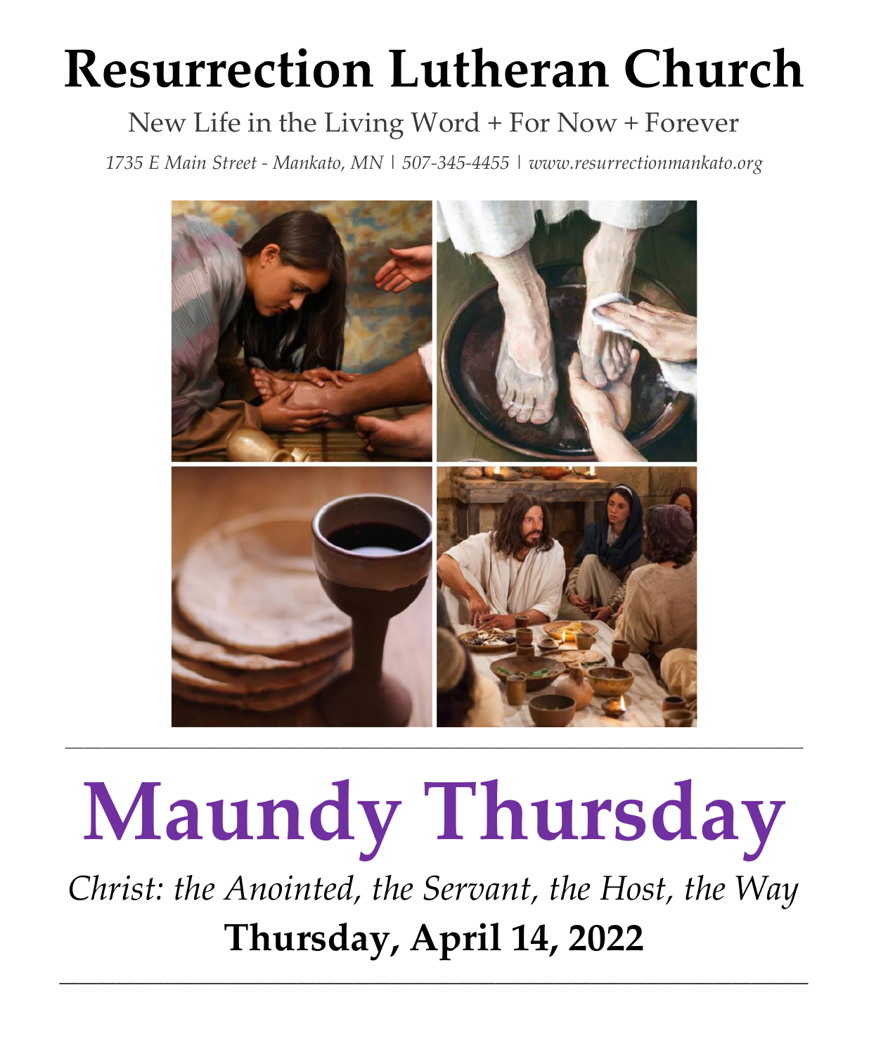# Resurrection Lutheran Church

New Life in the Living Word + For Now + Forever

*1735 E Main Street - Mankato, MN | 507-345-4455 | www.resurrectionmankato.org*

---

# Maundy Thursday

*Christ: the Anointed, the Servant, the Host, the Way*

**Thursday, April 14, 2022**

---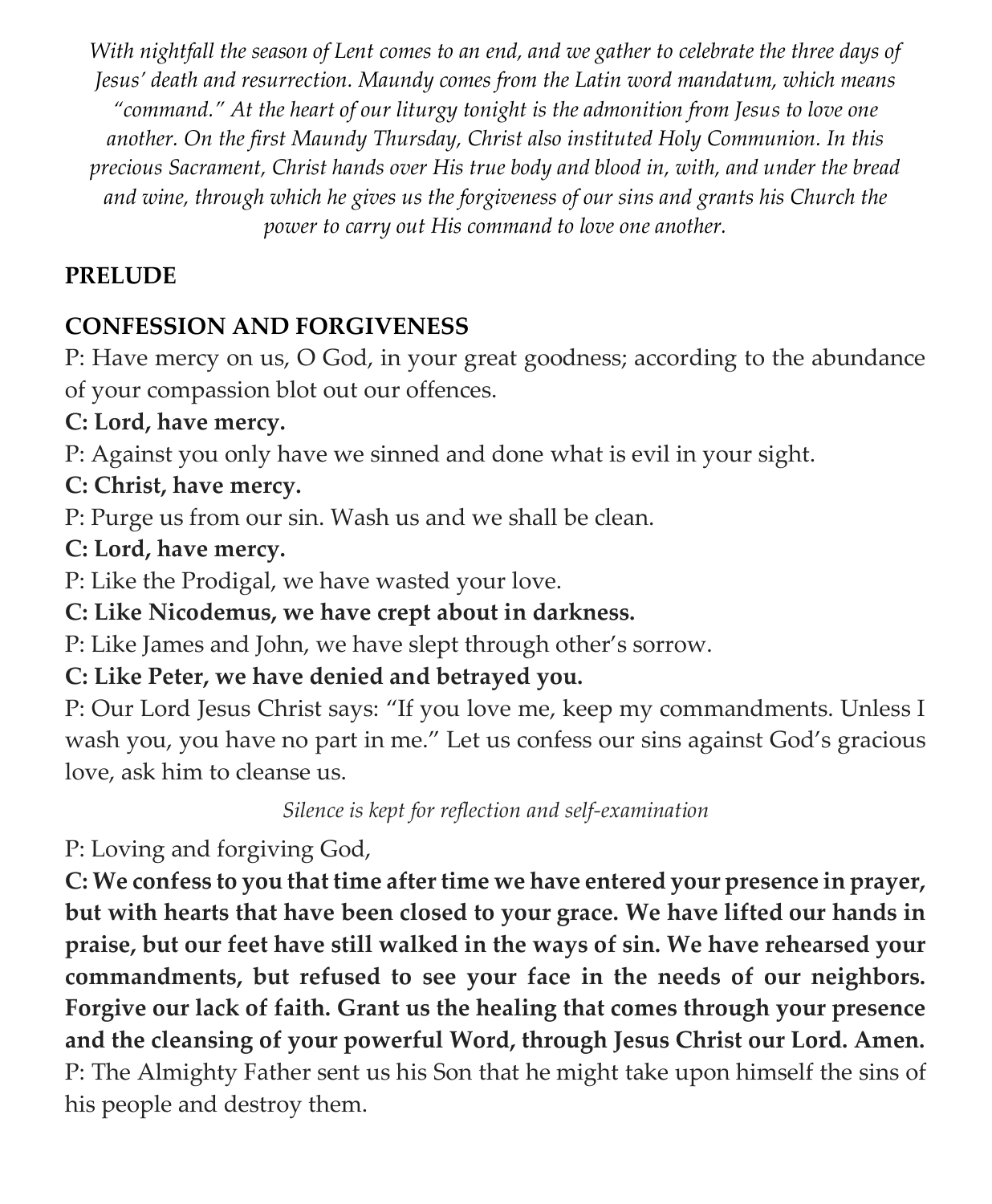*With nightfall the season of Lent comes to an end, and we gather to celebrate the three days of Jesus' death and resurrection. Maundy comes from the Latin word mandatum, which means "command." At the heart of our liturgy tonight is the admonition from Jesus to love one another. On the first Maundy Thursday, Christ also instituted Holy Communion. In this precious Sacrament, Christ hands over His true body and blood in, with, and under the bread and wine, through which he gives us the forgiveness of our sins and grants his Church the power to carry out His command to love one another.*

**PRELUDE**

**CONFESSION AND FORGIVENESS**

P: Have mercy on us, O God, in your great goodness; according to the abundance of your compassion blot out our offences.

**C: Lord, have mercy.**

P: Against you only have we sinned and done what is evil in your sight.

**C: Christ, have mercy.**

P: Purge us from our sin. Wash us and we shall be clean.

**C: Lord, have mercy.**

P: Like the Prodigal, we have wasted your love.

**C: Like Nicodemus, we have crept about in darkness.**

P: Like James and John, we have slept through other's sorrow.

**C: Like Peter, we have denied and betrayed you.**

P: Our Lord Jesus Christ says: "If you love me, keep my commandments. Unless I wash you, you have no part in me." Let us confess our sins against God's gracious love, ask him to cleanse us.

*Silence is kept for reflection and self-examination*

P: Loving and forgiving God,

**C: We confess to you that time after time we have entered your presence in prayer, but with hearts that have been closed to your grace. We have lifted our hands in praise, but our feet have still walked in the ways of sin. We have rehearsed your commandments, but refused to see your face in the needs of our neighbors. Forgive our lack of faith. Grant us the healing that comes through your presence and the cleansing of your powerful Word, through Jesus Christ our Lord. Amen.**

P: The Almighty Father sent us his Son that he might take upon himself the sins of his people and destroy them.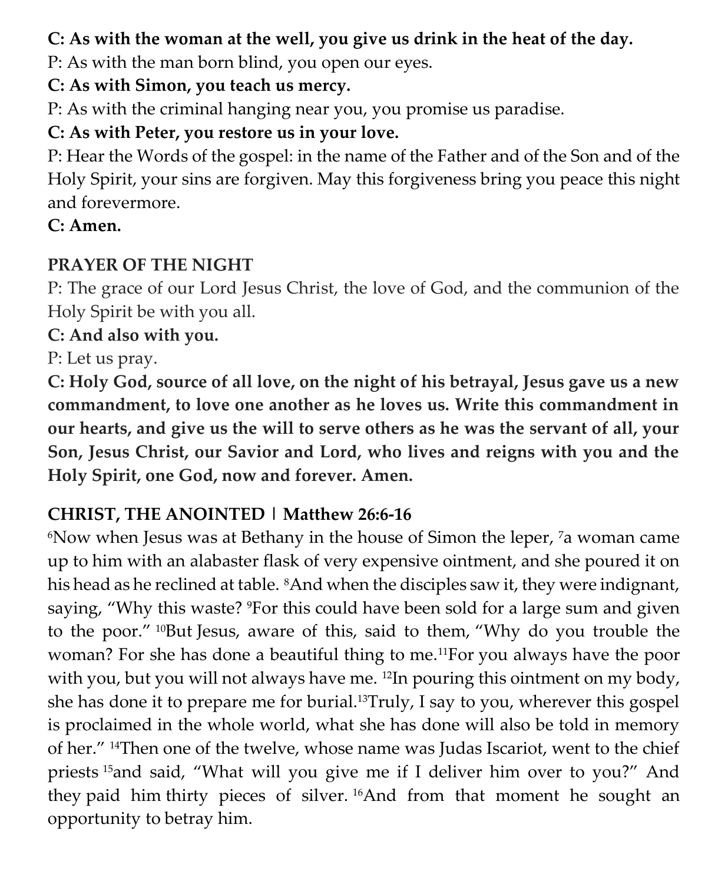**C: As with the woman at the well, you give us drink in the heat of the day.**

P: As with the man born blind, you open our eyes.

**C: As with Simon, you teach us mercy.**

P: As with the criminal hanging near you, you promise us paradise.

**C: As with Peter, you restore us in your love.**

P: Hear the Words of the gospel: in the name of the Father and of the Son and of the Holy Spirit, your sins are forgiven. May this forgiveness bring you peace this night and forevermore.

**C: Amen.**

**PRAYER OF THE NIGHT**

P: The grace of our Lord Jesus Christ, the love of God, and the communion of the Holy Spirit be with you all.

**C: And also with you.**

P: Let us pray.

**C: Holy God, source of all love, on the night of his betrayal, Jesus gave us a new commandment, to love one another as he loves us. Write this commandment in our hearts, and give us the will to serve others as he was the servant of all, your Son, Jesus Christ, our Savior and Lord, who lives and reigns with you and the Holy Spirit, one God, now and forever. Amen.**

**CHRIST, THE ANOINTED | Matthew 26:6-16**

[6]Now when Jesus was at Bethany in the house of Simon the leper, [7]a woman came up to him with an alabaster flask of very expensive ointment, and she poured it on his head as he reclined at table. [8]And when the disciples saw it, they were indignant, saying, "Why this waste? [9]For this could have been sold for a large sum and given to the poor." [10]But Jesus, aware of this, said to them, "Why do you trouble the woman? For she has done a beautiful thing to me.[11]For you always have the poor with you, but you will not always have me. [12]In pouring this ointment on my body, she has done it to prepare me for burial.[13]Truly, I say to you, wherever this gospel is proclaimed in the whole world, what she has done will also be told in memory of her." [14]Then one of the twelve, whose name was Judas Iscariot, went to the chief priests [15]and said, "What will you give me if I deliver him over to you?" And they paid him thirty pieces of silver. [16]And from that moment he sought an opportunity to betray him.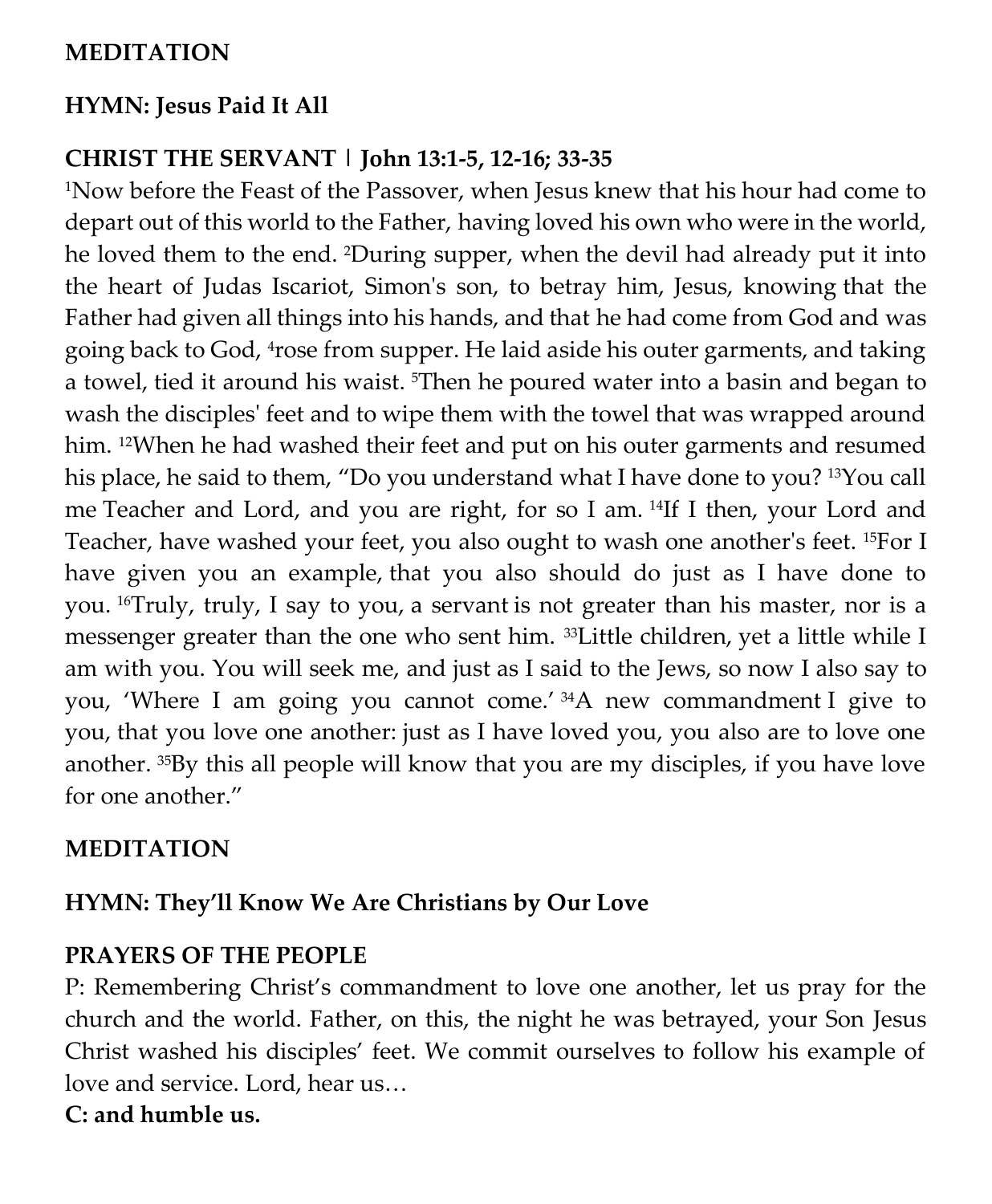**MEDITATION**

**HYMN: Jesus Paid It All**

**CHRIST THE SERVANT | John 13:1-5, 12-16; 33-35**

[1]Now before the Feast of the Passover, when Jesus knew that his hour had come to depart out of this world to the Father, having loved his own who were in the world, he loved them to the end. [2]During supper, when the devil had already put it into the heart of Judas Iscariot, Simon's son, to betray him, Jesus, knowing that the Father had given all things into his hands, and that he had come from God and was going back to God, [4]rose from supper. He laid aside his outer garments, and taking a towel, tied it around his waist. [5]Then he poured water into a basin and began to wash the disciples' feet and to wipe them with the towel that was wrapped around him. [12]When he had washed their feet and put on his outer garments and resumed his place, he said to them, "Do you understand what I have done to you? [13]You call me Teacher and Lord, and you are right, for so I am. [14]If I then, your Lord and Teacher, have washed your feet, you also ought to wash one another's feet. [15]For I have given you an example, that you also should do just as I have done to you. [16]Truly, truly, I say to you, a servant is not greater than his master, nor is a messenger greater than the one who sent him. [33]Little children, yet a little while I am with you. You will seek me, and just as I said to the Jews, so now I also say to you, 'Where I am going you cannot come.' [34]A new commandment I give to you, that you love one another: just as I have loved you, you also are to love one another. [35]By this all people will know that you are my disciples, if you have love for one another."

**MEDITATION**

**HYMN: They'll Know We Are Christians by Our Love**

**PRAYERS OF THE PEOPLE**

P: Remembering Christ's commandment to love one another, let us pray for the church and the world. Father, on this, the night he was betrayed, your Son Jesus Christ washed his disciples' feet. We commit ourselves to follow his example of love and service. Lord, hear us…

**C: and humble us.**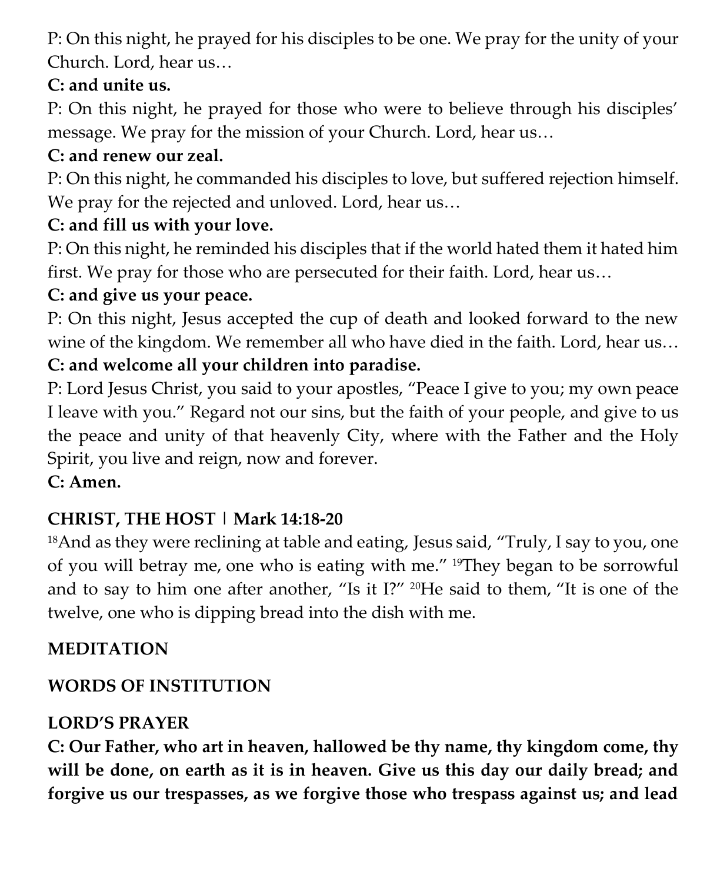P: On this night, he prayed for his disciples to be one. We pray for the unity of your Church. Lord, hear us…

**C: and unite us.**

P: On this night, he prayed for those who were to believe through his disciples' message. We pray for the mission of your Church. Lord, hear us…

**C: and renew our zeal.**

P: On this night, he commanded his disciples to love, but suffered rejection himself. We pray for the rejected and unloved. Lord, hear us…

**C: and fill us with your love.**

P: On this night, he reminded his disciples that if the world hated them it hated him first. We pray for those who are persecuted for their faith. Lord, hear us…

**C: and give us your peace.**

P: On this night, Jesus accepted the cup of death and looked forward to the new wine of the kingdom. We remember all who have died in the faith. Lord, hear us…

**C: and welcome all your children into paradise.**

P: Lord Jesus Christ, you said to your apostles, "Peace I give to you; my own peace I leave with you." Regard not our sins, but the faith of your people, and give to us the peace and unity of that heavenly City, where with the Father and the Holy Spirit, you live and reign, now and forever.

**C: Amen.**

**CHRIST, THE HOST | Mark 14:18-20**

[18]And as they were reclining at table and eating, Jesus said, "Truly, I say to you, one of you will betray me, one who is eating with me." [19]They began to be sorrowful and to say to him one after another, "Is it I?" [20]He said to them, "It is one of the twelve, one who is dipping bread into the dish with me.

**MEDITATION**

**WORDS OF INSTITUTION**

**LORD'S PRAYER**

**C: Our Father, who art in heaven, hallowed be thy name, thy kingdom come, thy will be done, on earth as it is in heaven. Give us this day our daily bread; and forgive us our trespasses, as we forgive those who trespass against us; and lead**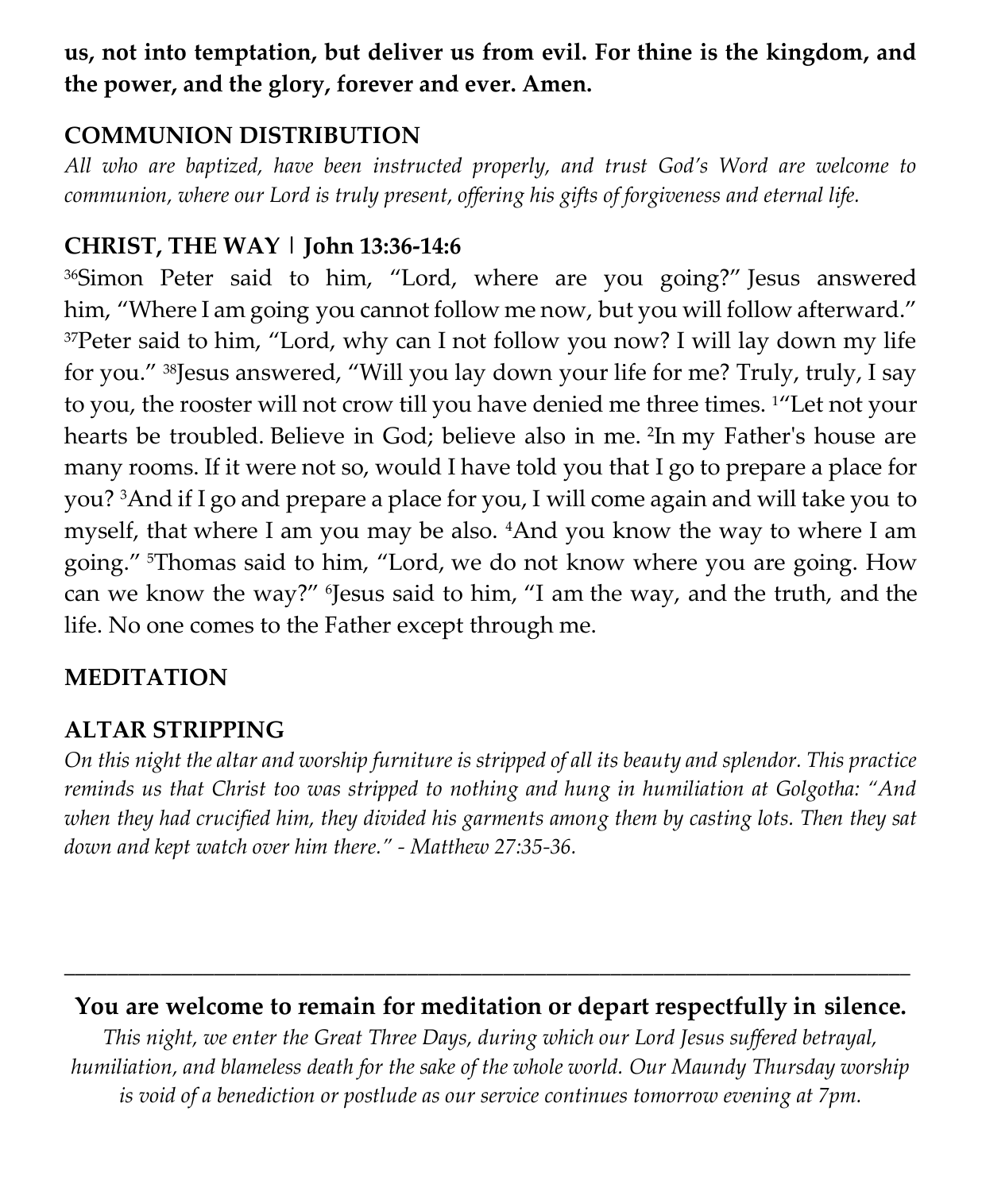**us, not into temptation, but deliver us from evil. For thine is the kingdom, and the power, and the glory, forever and ever. Amen.**

### COMMUNION DISTRIBUTION

*All who are baptized, have been instructed properly, and trust God's Word are welcome to communion, where our Lord is truly present, offering his gifts of forgiveness and eternal life.*

### CHRIST, THE WAY | John 13:36-14:6

[36]Simon Peter said to him, "Lord, where are you going?" Jesus answered him, "Where I am going you cannot follow me now, but you will follow afterward." [37]Peter said to him, "Lord, why can I not follow you now? I will lay down my life for you." [38]Jesus answered, "Will you lay down your life for me? Truly, truly, I say to you, the rooster will not crow till you have denied me three times. [1]"Let not your hearts be troubled. Believe in God; believe also in me. [2]In my Father's house are many rooms. If it were not so, would I have told you that I go to prepare a place for you? [3]And if I go and prepare a place for you, I will come again and will take you to myself, that where I am you may be also. [4]And you know the way to where I am going." [5]Thomas said to him, "Lord, we do not know where you are going. How can we know the way?" [6]Jesus said to him, "I am the way, and the truth, and the life. No one comes to the Father except through me.

### MEDITATION

### ALTAR STRIPPING

*On this night the altar and worship furniture is stripped of all its beauty and splendor. This practice reminds us that Christ too was stripped to nothing and hung in humiliation at Golgotha: "And when they had crucified him, they divided his garments among them by casting lots. Then they sat down and kept watch over him there." - Matthew 27:35-36.*

---

**You are welcome to remain for meditation or depart respectfully in silence.**

*This night, we enter the Great Three Days, during which our Lord Jesus suffered betrayal, humiliation, and blameless death for the sake of the whole world. Our Maundy Thursday worship is void of a benediction or postlude as our service continues tomorrow evening at 7pm.*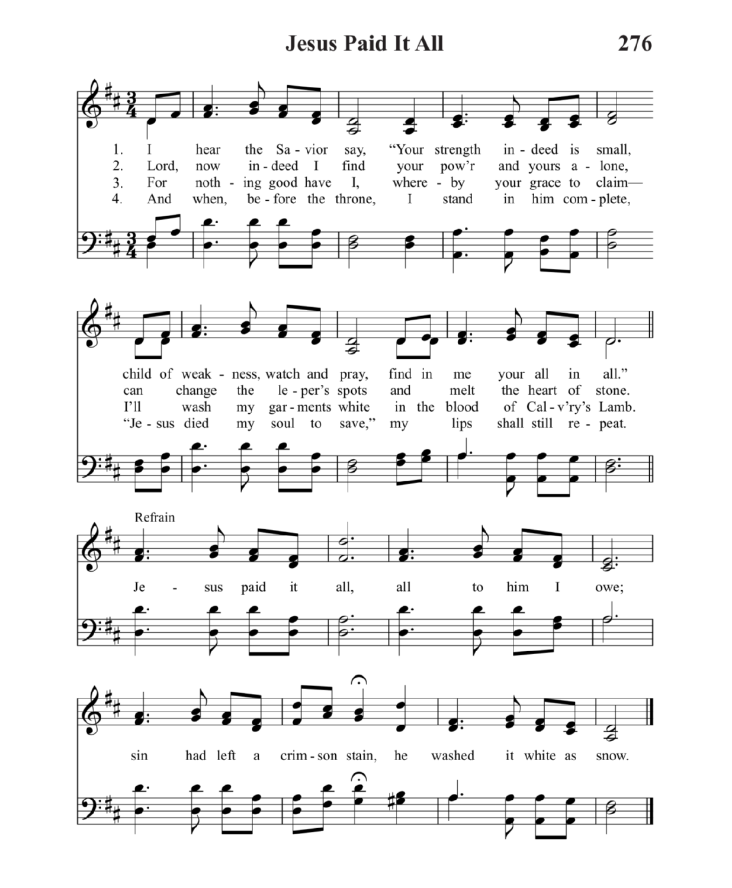# Jesus Paid It All

1. I hear the Savior say, "Your strength indeed is small, child of weakness, watch and pray, find in me your all in all."
2. Lord, now indeed I find your pow'r and yours alone, can change the leper's spots and melt the heart of stone.
3. For nothing good have I, whereby your grace to claim— I'll wash my garments white in the blood of Cal-v'ry's Lamb.
4. And when, before the throne, I stand in him complete, "Jesus died my soul to save," my lips shall still repeat.

Refrain

Jesus paid it all, all to him I owe; sin had left a crimson stain, he washed it white as snow.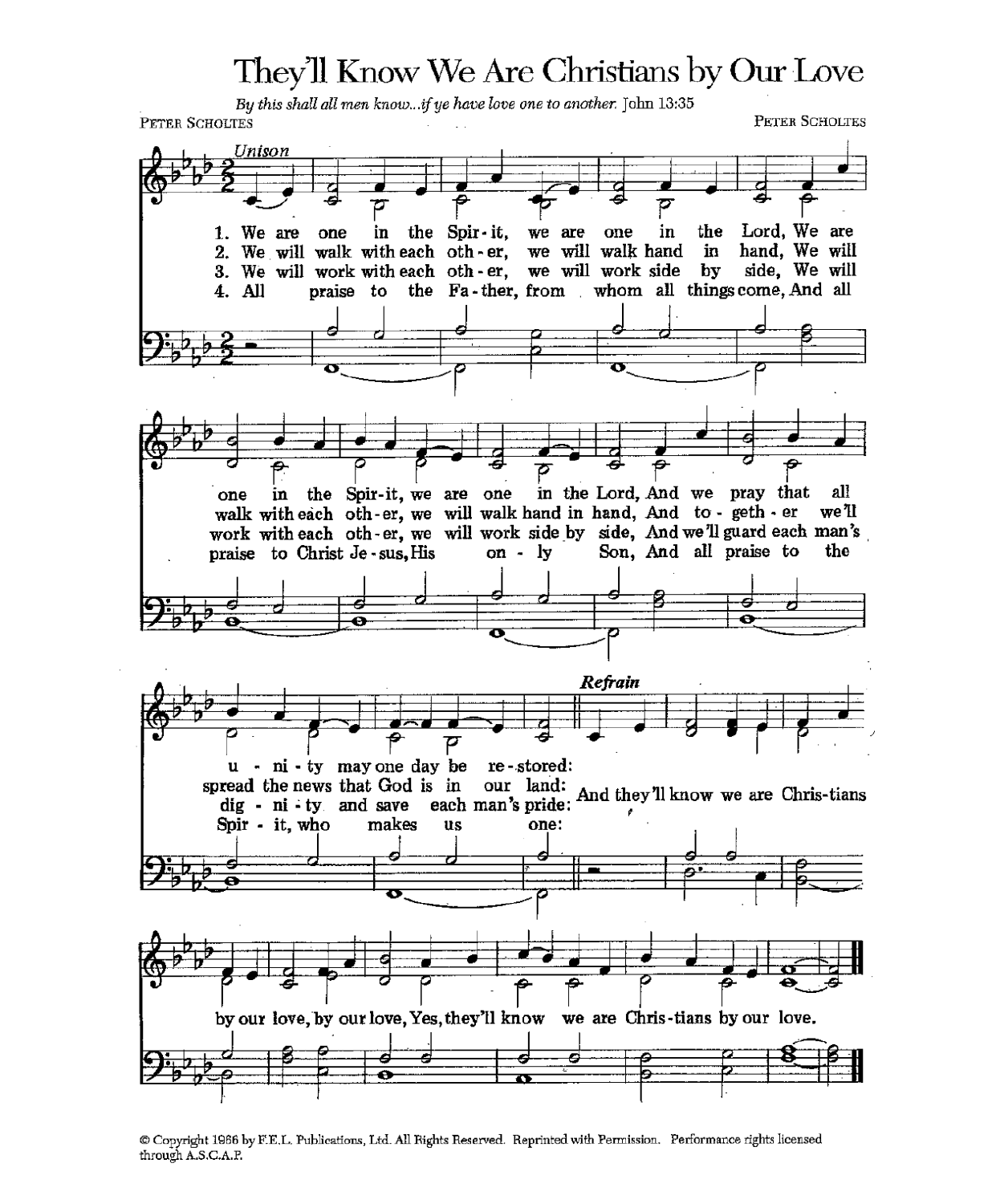# They'll Know We Are Christians by Our Love

*By this shall all men know...if ye have love one to another.* John 13:35

PETER SCHOLTES — PETER SCHOLTES

*Unison*

1. We are one in the Spir-it, we are one in the Lord, We are one in the Spir-it, we are one in the Lord, And we pray that all u-ni-ty may one day be re-stored:
2. We will walk with each oth-er, we will walk hand in hand, We will walk with each oth-er, we will walk hand in hand, And to-geth-er we'll spread the news that God is in our land:
3. We will work with each oth-er, we will work side by side, We will work with each oth-er, we will work side by side, And we'll guard each man's dig-ni-ty and save each man's pride:
4. All praise to the Fa-ther, from whom all things come, And all praise to Christ Je-sus, His on-ly Son, And all praise to the Spir-it, who makes us one:

*Refrain*

And they'll know we are Chris-tians by our love, by our love, Yes, they'll know we are Chris-tians by our love.

© Copyright 1966 by F.E.L. Publications, Ltd. All Rights Reserved. Reprinted with Permission. Performance rights licensed through A.S.C.A.P.